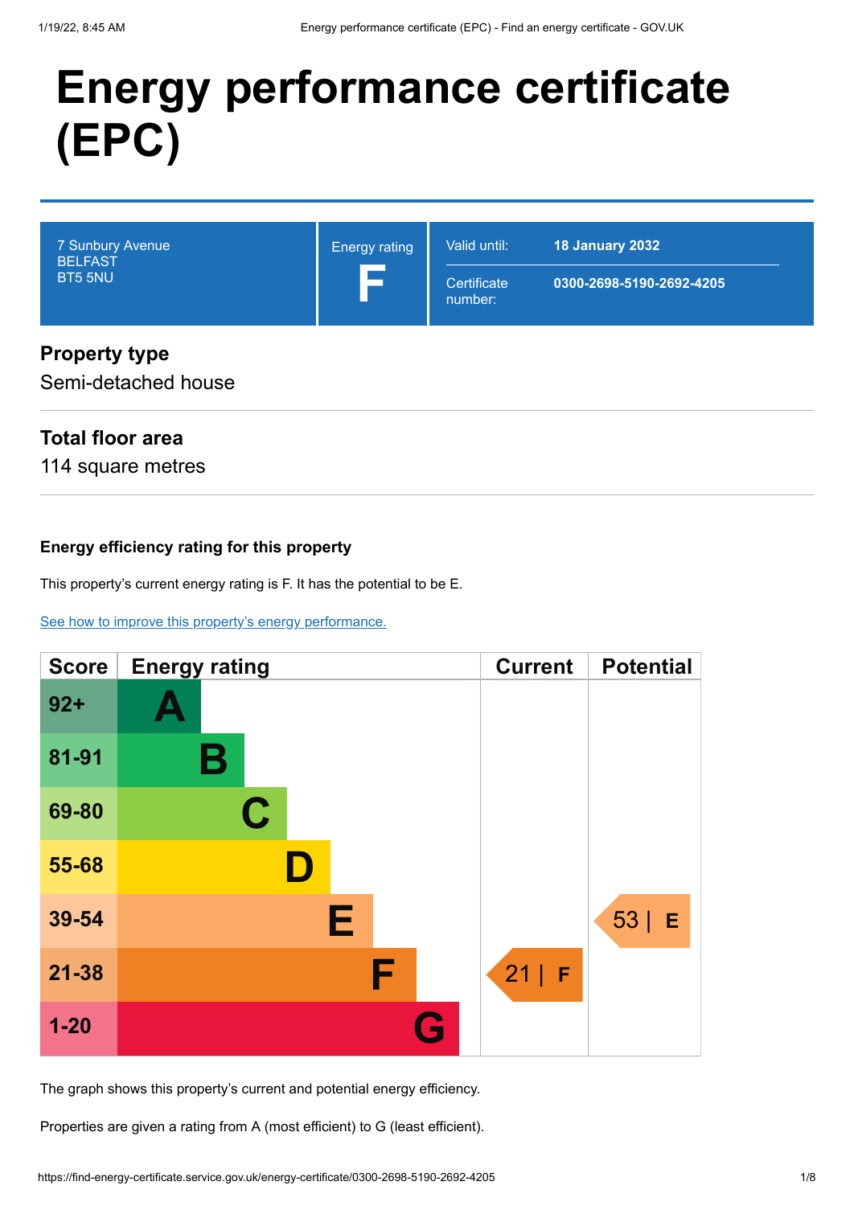# Energy performance certificate (EPC)

| 7 Sunbury Avenue<br>BELFAST<br>BT5 5NU | Energy rating<br>**F** | Valid until: | **18 January 2032** |
|---|---|---|---|
| | | Certificate number: | **0300-2698-5190-2692-4205** |

## Property type

Semi-detached house

## Total floor area

114 square metres

### Energy efficiency rating for this property

This property's current energy rating is F. It has the potential to be E.

[See how to improve this property's energy performance.](#)

| Score | Energy rating | Current | Potential |
|---|---|---|---|
| 92+ | A | | |
| 81-91 | B | | |
| 69-80 | C | | |
| 55-68 | D | | |
| 39-54 | E | | 53 \| E |
| 21-38 | F | 21 \| F | |
| 1-20 | G | | |

The graph shows this property's current and potential energy efficiency.

Properties are given a rating from A (most efficient) to G (least efficient).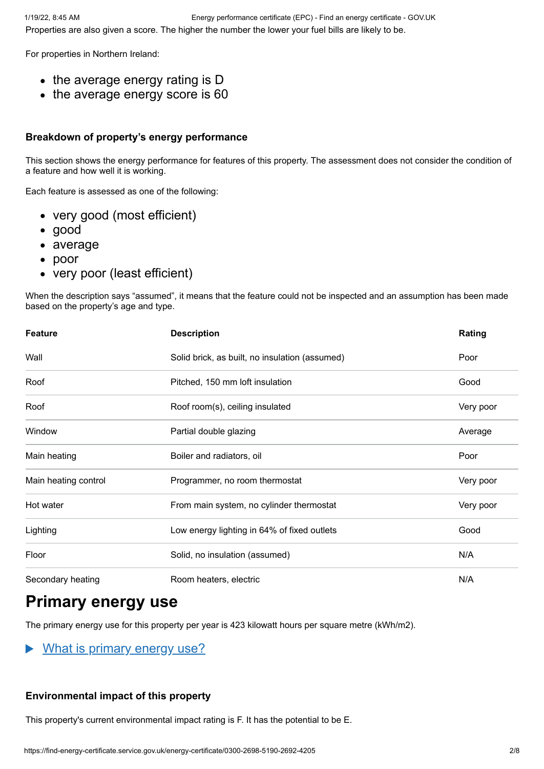Properties are also given a score. The higher the number the lower your fuel bills are likely to be.

For properties in Northern Ireland:

- the average energy rating is D
- the average energy score is 60

### Breakdown of property's energy performance

This section shows the energy performance for features of this property. The assessment does not consider the condition of a feature and how well it is working.

Each feature is assessed as one of the following:

- very good (most efficient)
- good
- average
- poor
- very poor (least efficient)

When the description says "assumed", it means that the feature could not be inspected and an assumption has been made based on the property's age and type.

| Feature | Description | Rating |
|---|---|---|
| Wall | Solid brick, as built, no insulation (assumed) | Poor |
| Roof | Pitched, 150 mm loft insulation | Good |
| Roof | Roof room(s), ceiling insulated | Very poor |
| Window | Partial double glazing | Average |
| Main heating | Boiler and radiators, oil | Poor |
| Main heating control | Programmer, no room thermostat | Very poor |
| Hot water | From main system, no cylinder thermostat | Very poor |
| Lighting | Low energy lighting in 64% of fixed outlets | Good |
| Floor | Solid, no insulation (assumed) | N/A |
| Secondary heating | Room heaters, electric | N/A |

# Primary energy use

The primary energy use for this property per year is 423 kilowatt hours per square metre (kWh/m2).

▶ What is primary energy use?

### Environmental impact of this property

This property's current environmental impact rating is F. It has the potential to be E.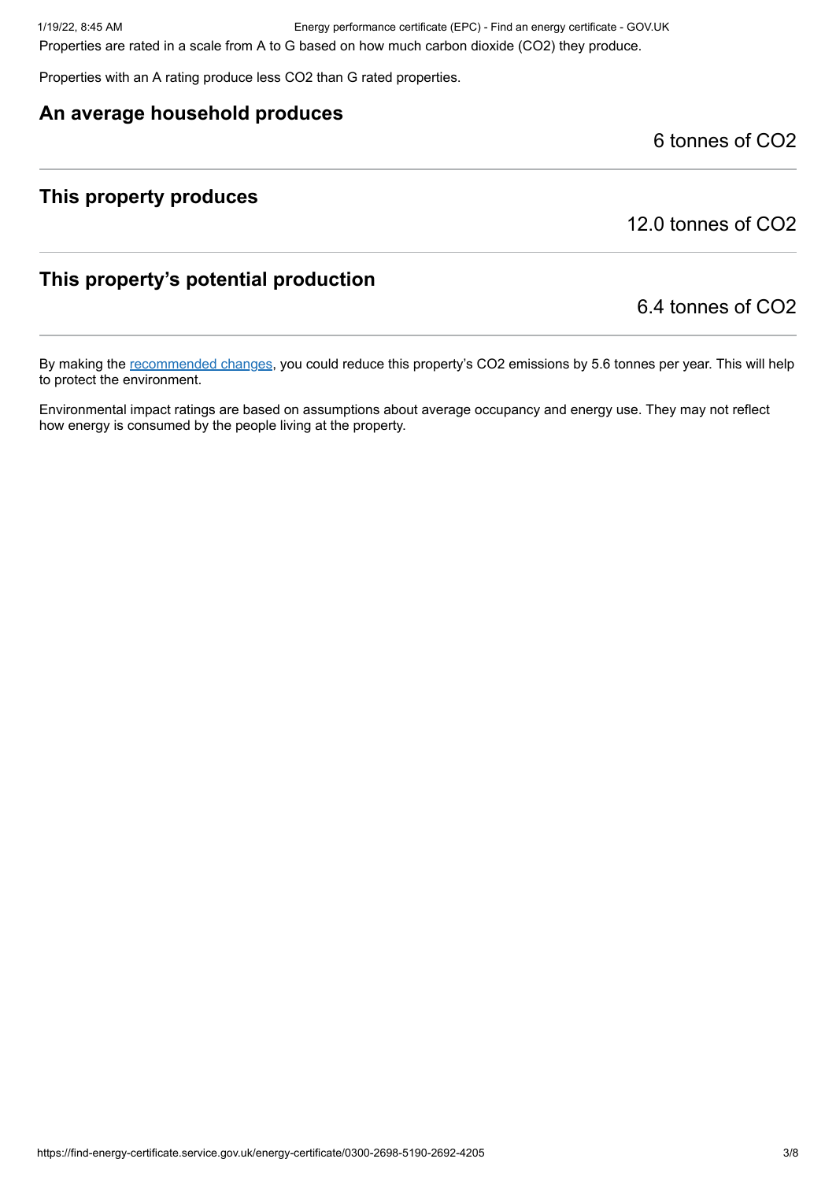Properties are rated in a scale from A to G based on how much carbon dioxide ($CO_2$) they produce.

Properties with an A rating produce less $CO_2$ than G rated properties.

## An average household produces

6 tonnes of $CO_2$

## This property produces

12.0 tonnes of $CO_2$

## This property's potential production

6.4 tonnes of $CO_2$

By making the recommended changes, you could reduce this property's $CO_2$ emissions by 5.6 tonnes per year. This will help to protect the environment.

Environmental impact ratings are based on assumptions about average occupancy and energy use. They may not reflect how energy is consumed by the people living at the property.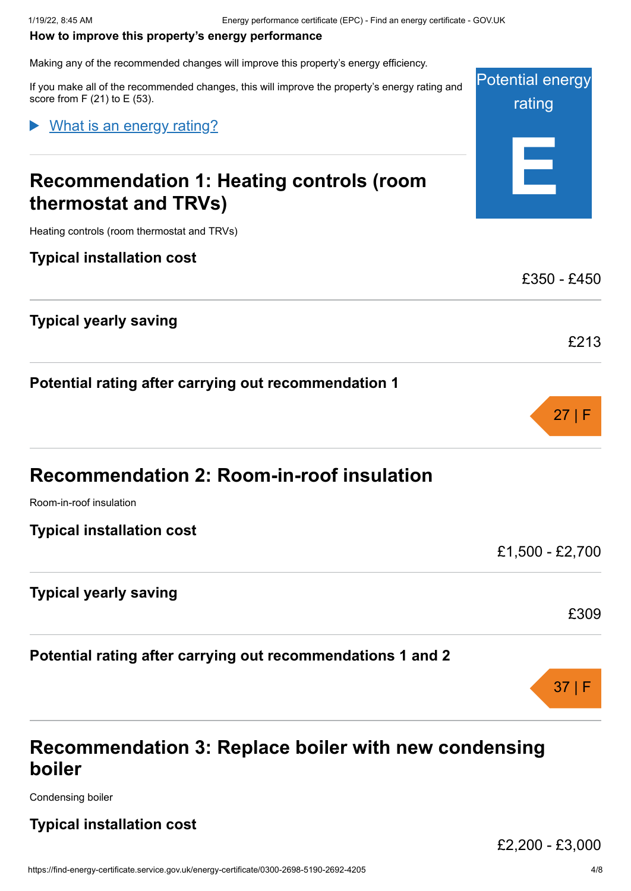**How to improve this property's energy performance**

Making any of the recommended changes will improve this property's energy efficiency.

If you make all of the recommended changes, this will improve the property's energy rating and score from F (21) to E (53).

Potential energy rating

**E**

▶ What is an energy rating?

## Recommendation 1: Heating controls (room thermostat and TRVs)

Heating controls (room thermostat and TRVs)

**Typical installation cost**

£350 - £450

**Typical yearly saving**

£213

**Potential rating after carrying out recommendation 1**

27 | F

## Recommendation 2: Room-in-roof insulation

Room-in-roof insulation

**Typical installation cost**

£1,500 - £2,700

**Typical yearly saving**

£309

**Potential rating after carrying out recommendations 1 and 2**

37 | F

## Recommendation 3: Replace boiler with new condensing boiler

Condensing boiler

**Typical installation cost**

£2,200 - £3,000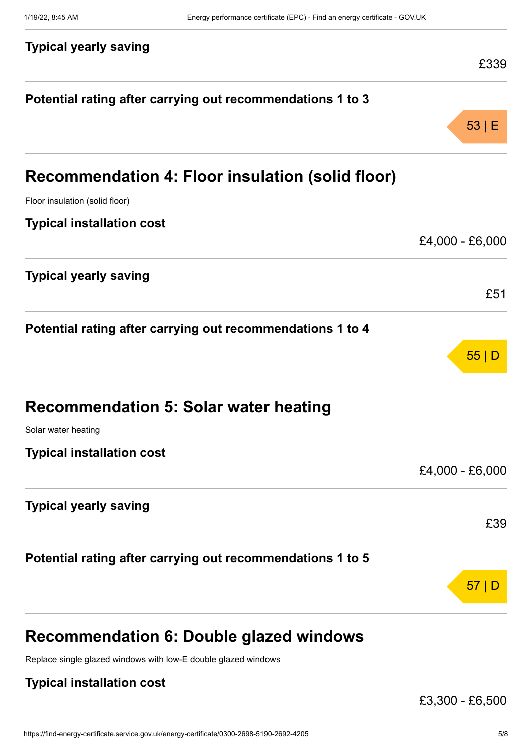### Typical yearly saving

£339

### Potential rating after carrying out recommendations 1 to 3

53 | E

## Recommendation 4: Floor insulation (solid floor)

Floor insulation (solid floor)

### Typical installation cost

£4,000 - £6,000

### Typical yearly saving

£51

### Potential rating after carrying out recommendations 1 to 4

55 | D

## Recommendation 5: Solar water heating

Solar water heating

### Typical installation cost

£4,000 - £6,000

### Typical yearly saving

£39

### Potential rating after carrying out recommendations 1 to 5

57 | D

## Recommendation 6: Double glazed windows

Replace single glazed windows with low-E double glazed windows

### Typical installation cost

£3,300 - £6,500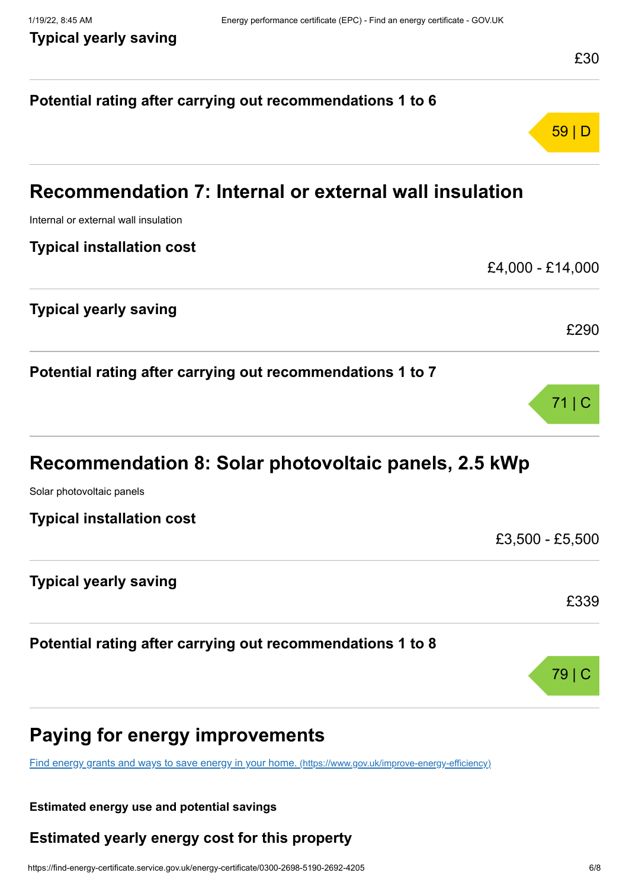**Typical yearly saving**

£30

**Potential rating after carrying out recommendations 1 to 6**

59 | D

## Recommendation 7: Internal or external wall insulation

Internal or external wall insulation

**Typical installation cost**

£4,000 - £14,000

**Typical yearly saving**

£290

**Potential rating after carrying out recommendations 1 to 7**

71 | C

## Recommendation 8: Solar photovoltaic panels, 2.5 kWp

Solar photovoltaic panels

**Typical installation cost**

£3,500 - £5,500

**Typical yearly saving**

£339

**Potential rating after carrying out recommendations 1 to 8**

79 | C

## Paying for energy improvements

[Find energy grants and ways to save energy in your home. (https://www.gov.uk/improve-energy-efficiency)](https://www.gov.uk/improve-energy-efficiency)

**Estimated energy use and potential savings**

### Estimated yearly energy cost for this property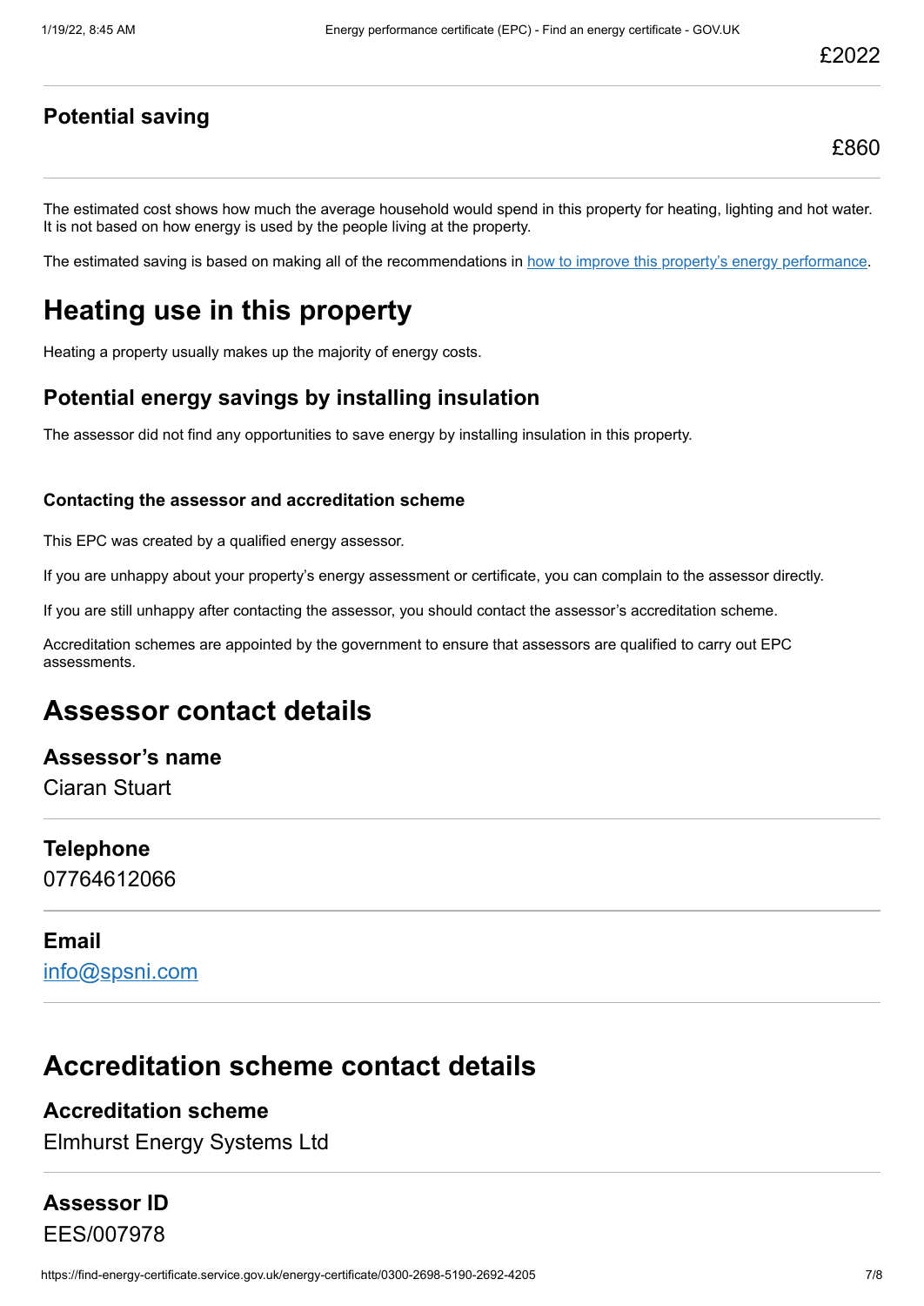£2022

### Potential saving

£860

The estimated cost shows how much the average household would spend in this property for heating, lighting and hot water. It is not based on how energy is used by the people living at the property.

The estimated saving is based on making all of the recommendations in [how to improve this property's energy performance](#).

## Heating use in this property

Heating a property usually makes up the majority of energy costs.

### Potential energy savings by installing insulation

The assessor did not find any opportunities to save energy by installing insulation in this property.

#### Contacting the assessor and accreditation scheme

This EPC was created by a qualified energy assessor.

If you are unhappy about your property's energy assessment or certificate, you can complain to the assessor directly.

If you are still unhappy after contacting the assessor, you should contact the assessor's accreditation scheme.

Accreditation schemes are appointed by the government to ensure that assessors are qualified to carry out EPC assessments.

## Assessor contact details

### Assessor's name

Ciaran Stuart

### Telephone

07764612066

### Email

info@spsni.com

## Accreditation scheme contact details

### Accreditation scheme

Elmhurst Energy Systems Ltd

### Assessor ID

EES/007978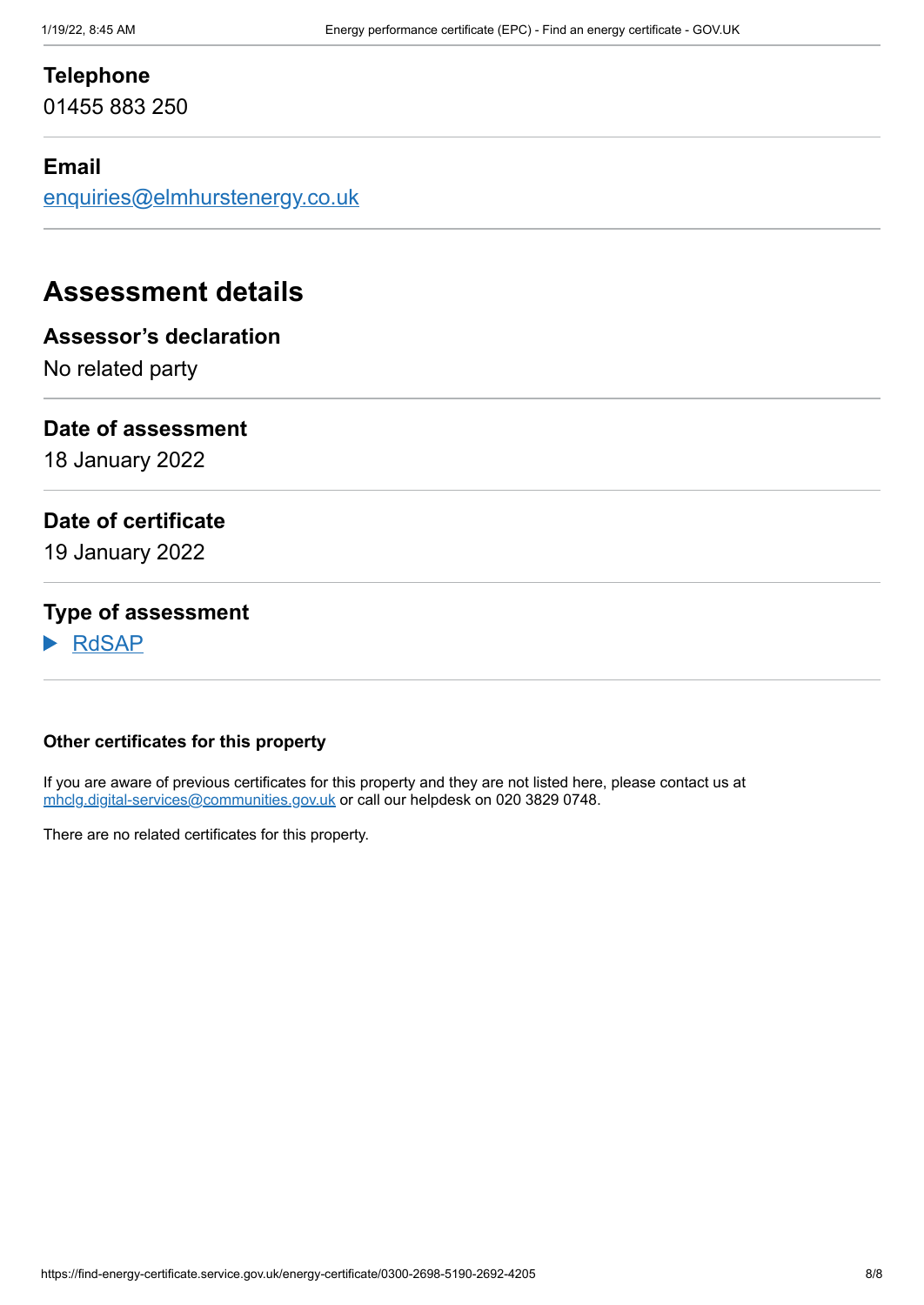### Telephone

01455 883 250

### Email

enquiries@elmhurstenergy.co.uk

## Assessment details

### Assessor's declaration

No related party

### Date of assessment

18 January 2022

### Date of certificate

19 January 2022

### Type of assessment

▶ RdSAP

**Other certificates for this property**

If you are aware of previous certificates for this property and they are not listed here, please contact us at mhclg.digital-services@communities.gov.uk or call our helpdesk on 020 3829 0748.

There are no related certificates for this property.